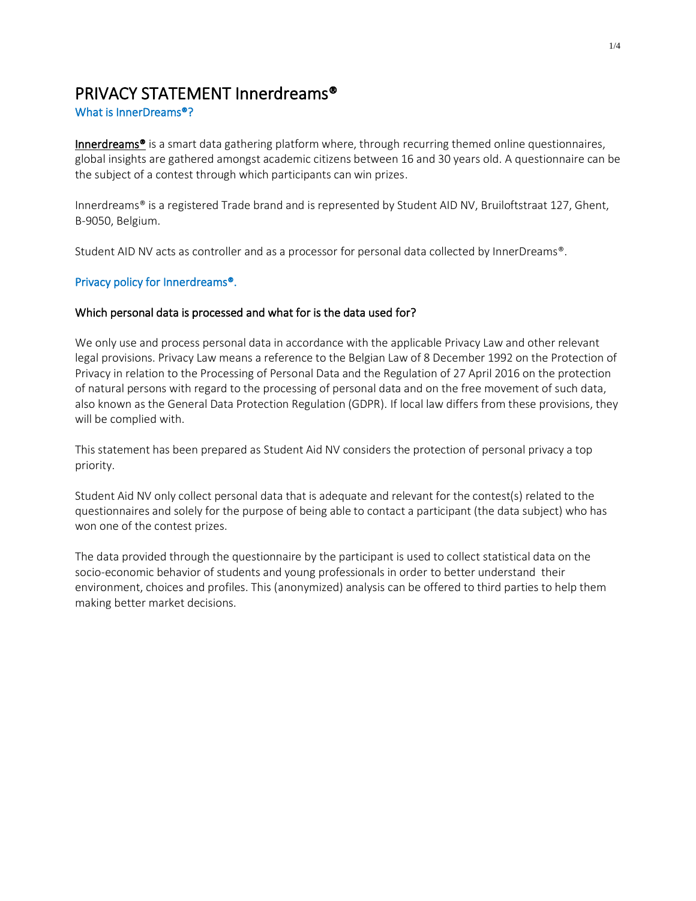# PRIVACY STATEMENT Innerdreams®

## What is InnerDreams®?

Innerdreams® is a smart data gathering platform where, through recurring themed online questionnaires, global insights are gathered amongst academic citizens between 16 and 30 years old. A questionnaire can be the subject of a contest through which participants can win prizes.

Innerdreams® is a registered Trade brand and is represented by Student AID NV, Bruiloftstraat 127, Ghent, B-9050, Belgium.

Student AID NV acts as controller and as a processor for personal data collected by InnerDreams®.

## Privacy policy for Innerdreams®.

### Which personal data is processed and what for is the data used for?

We only use and process personal data in accordance with the applicable Privacy Law and other relevant legal provisions. Privacy Law means a reference to the Belgian Law of 8 December 1992 on the Protection of Privacy in relation to the Processing of Personal Data and the Regulation of 27 April 2016 on the protection of natural persons with regard to the processing of personal data and on the free movement of such data, also known as the General Data Protection Regulation (GDPR). If local law differs from these provisions, they will be complied with.

This statement has been prepared as Student Aid NV considers the protection of personal privacy a top priority.

Student Aid NV only collect personal data that is adequate and relevant for the contest(s) related to the questionnaires and solely for the purpose of being able to contact a participant (the data subject) who has won one of the contest prizes.

The data provided through the questionnaire by the participant is used to collect statistical data on the socio-economic behavior of students and young professionals in order to better understand their environment, choices and profiles. This (anonymized) analysis can be offered to third parties to help them making better market decisions.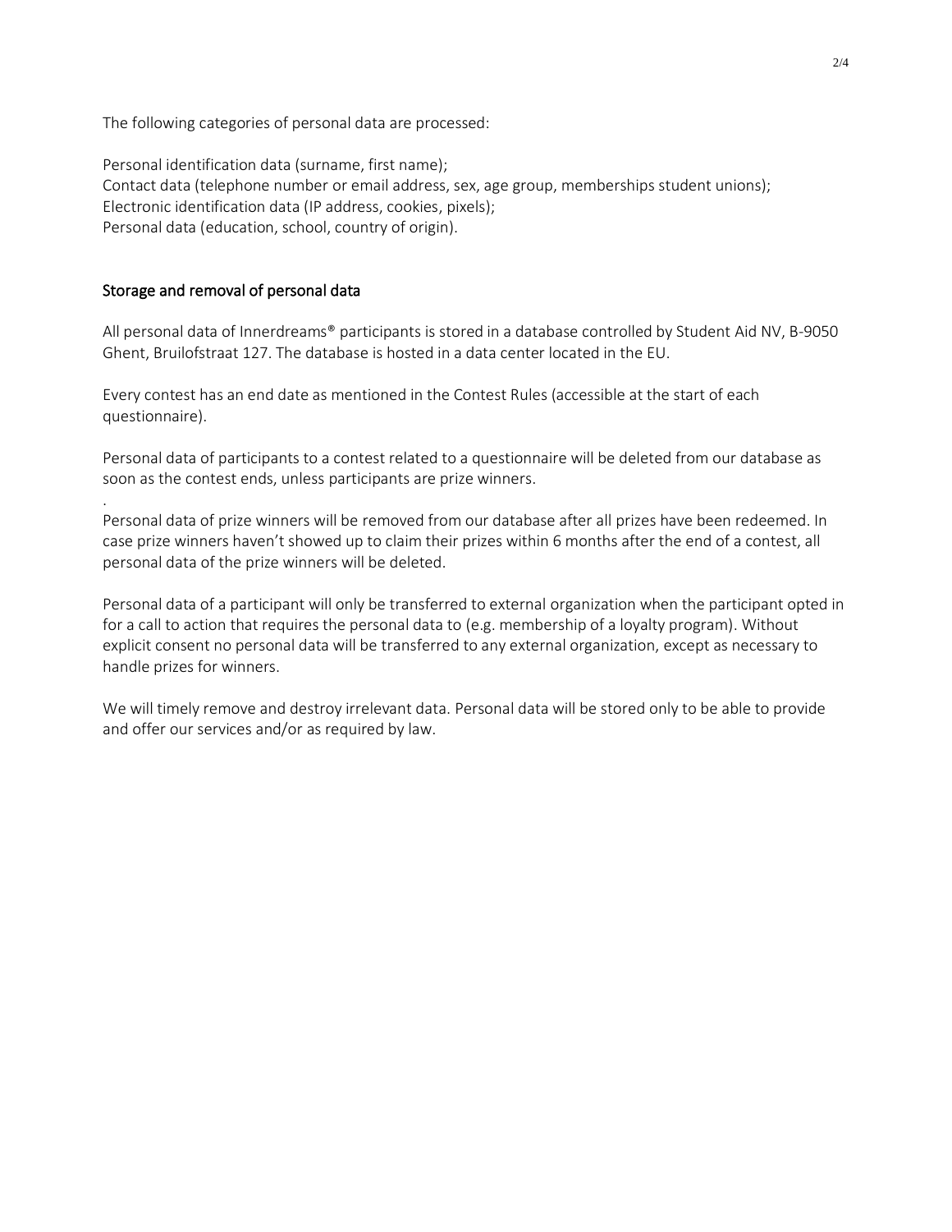The following categories of personal data are processed:

Personal identification data (surname, first name);
Contact data (telephone number or email address, sex, age group, memberships student unions);
Electronic identification data (IP address, cookies, pixels);
Personal data (education, school, country of origin).

## Storage and removal of personal data

All personal data of Innerdreams® participants is stored in a database controlled by Student Aid NV, B-9050 Ghent, Bruilofstraat 127. The database is hosted in a data center located in the EU.

Every contest has an end date as mentioned in the Contest Rules (accessible at the start of each questionnaire).

Personal data of participants to a contest related to a questionnaire will be deleted from our database as soon as the contest ends, unless participants are prize winners.

.

Personal data of prize winners will be removed from our database after all prizes have been redeemed. In case prize winners haven't showed up to claim their prizes within 6 months after the end of a contest, all personal data of the prize winners will be deleted.

Personal data of a participant will only be transferred to external organization when the participant opted in for a call to action that requires the personal data to (e.g. membership of a loyalty program). Without explicit consent no personal data will be transferred to any external organization, except as necessary to handle prizes for winners.

We will timely remove and destroy irrelevant data. Personal data will be stored only to be able to provide and offer our services and/or as required by law.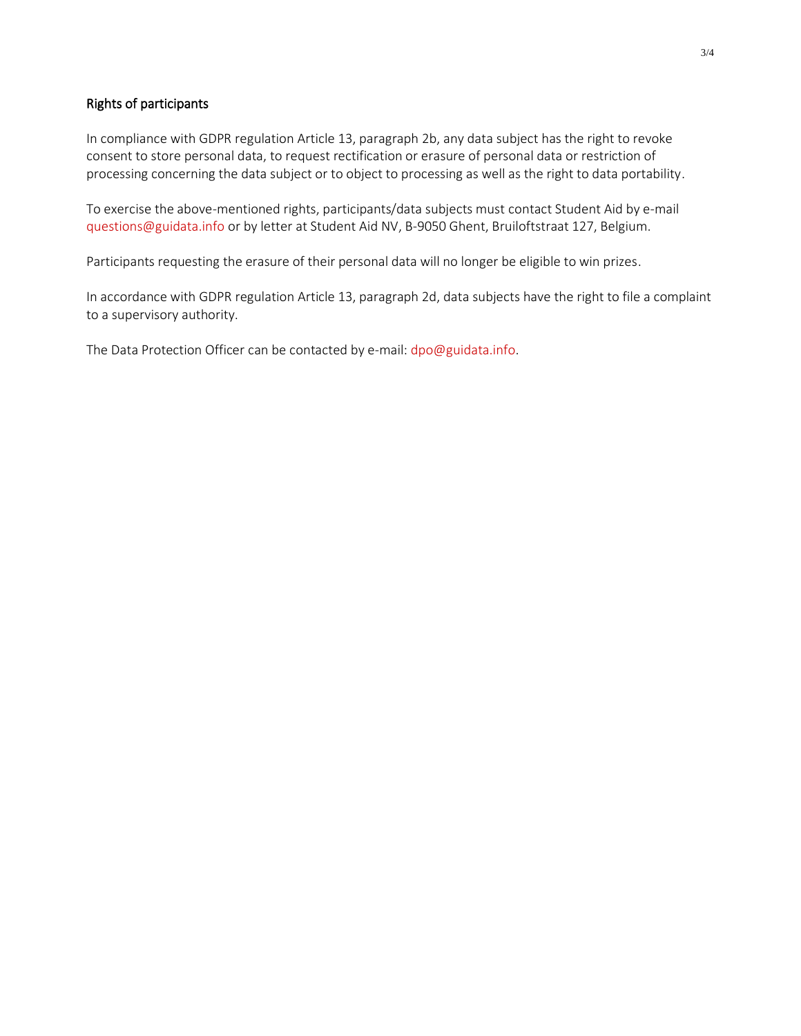## Rights of participants

In compliance with GDPR regulation Article 13, paragraph 2b, any data subject has the right to revoke consent to store personal data, to request rectification or erasure of personal data or restriction of processing concerning the data subject or to object to processing as well as the right to data portability.

To exercise the above-mentioned rights, participants/data subjects must contact Student Aid by e-mail questions@guidata.info or by letter at Student Aid NV, B-9050 Ghent, Bruiloftstraat 127, Belgium.

Participants requesting the erasure of their personal data will no longer be eligible to win prizes.

In accordance with GDPR regulation Article 13, paragraph 2d, data subjects have the right to file a complaint to a supervisory authority.

The Data Protection Officer can be contacted by e-mail: dpo@guidata.info.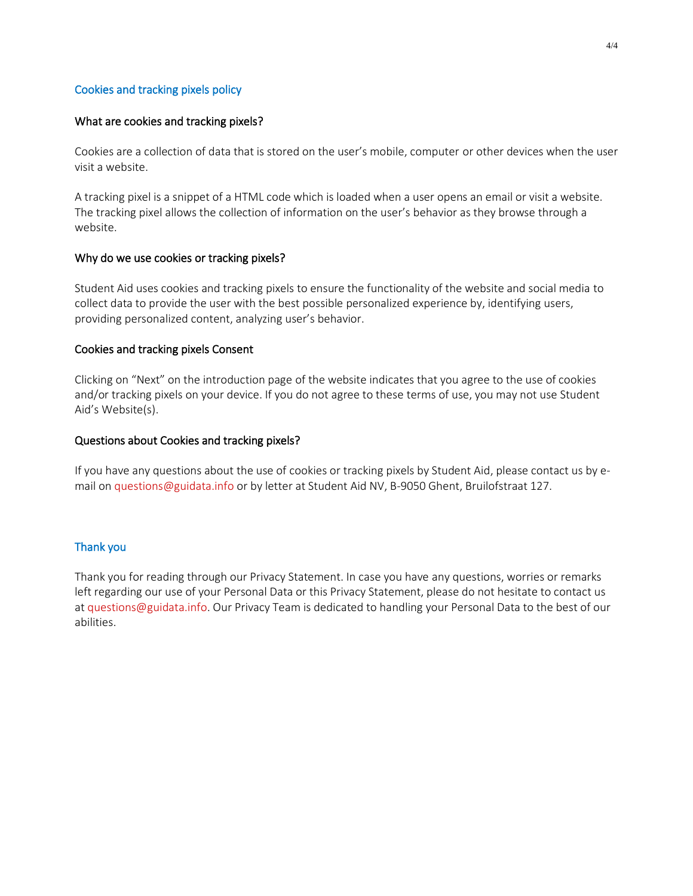## Cookies and tracking pixels policy

### What are cookies and tracking pixels?

Cookies are a collection of data that is stored on the user's mobile, computer or other devices when the user visit a website.

A tracking pixel is a snippet of a HTML code which is loaded when a user opens an email or visit a website. The tracking pixel allows the collection of information on the user's behavior as they browse through a website.

### Why do we use cookies or tracking pixels?

Student Aid uses cookies and tracking pixels to ensure the functionality of the website and social media to collect data to provide the user with the best possible personalized experience by, identifying users, providing personalized content, analyzing user's behavior.

### Cookies and tracking pixels Consent

Clicking on "Next" on the introduction page of the website indicates that you agree to the use of cookies and/or tracking pixels on your device. If you do not agree to these terms of use, you may not use Student Aid's Website(s).

### Questions about Cookies and tracking pixels?

If you have any questions about the use of cookies or tracking pixels by Student Aid, please contact us by e-mail on questions@guidata.info or by letter at Student Aid NV, B-9050 Ghent, Bruilofstraat 127.

## Thank you

Thank you for reading through our Privacy Statement. In case you have any questions, worries or remarks left regarding our use of your Personal Data or this Privacy Statement, please do not hesitate to contact us at questions@guidata.info. Our Privacy Team is dedicated to handling your Personal Data to the best of our abilities.